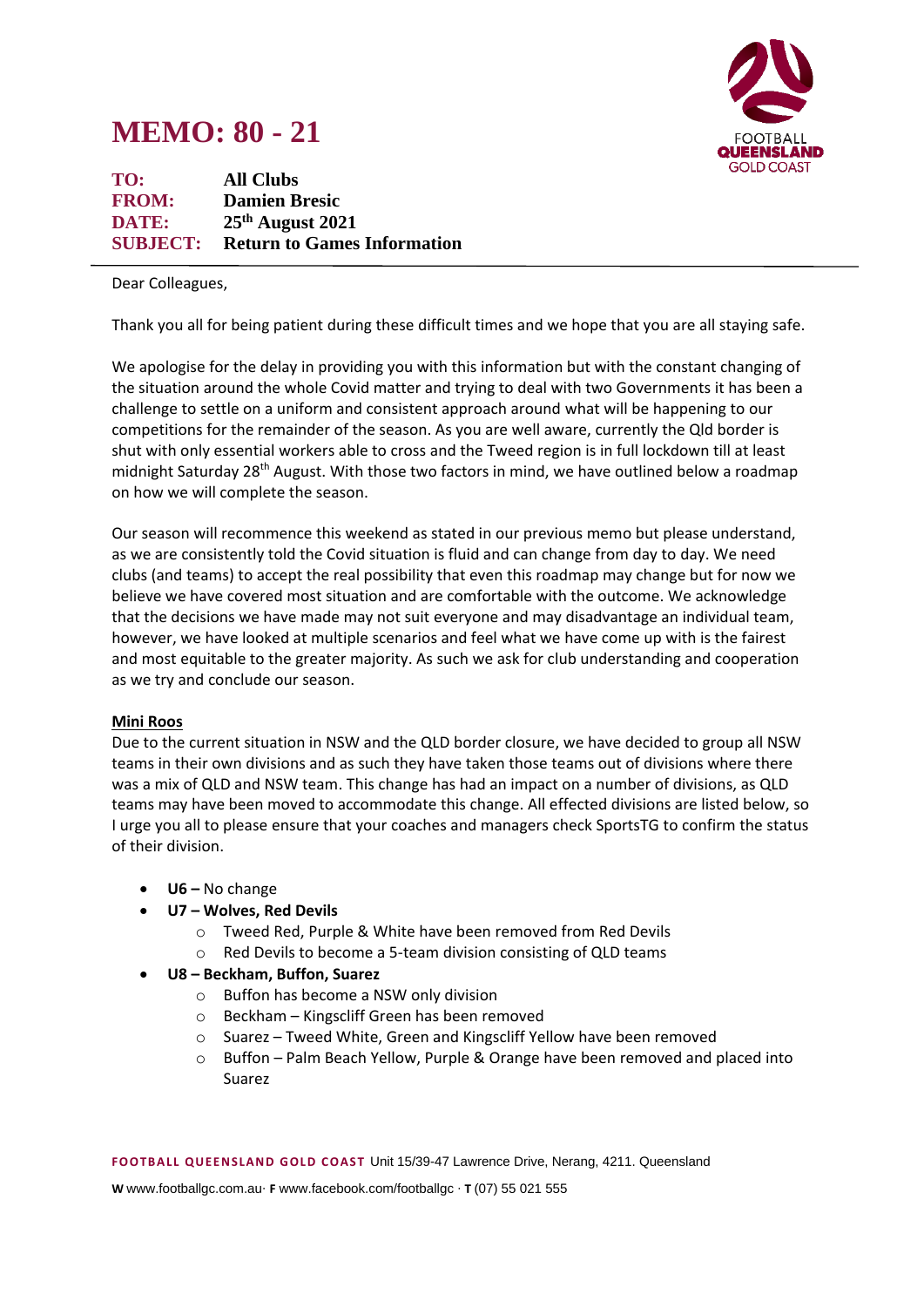# MEMO: 80 - 21

**TO:** All Clubs
**FROM:** Damien Bresic
**DATE:** 25th August 2021
**SUBJECT:** Return to Games Information

---

Dear Colleagues,

Thank you all for being patient during these difficult times and we hope that you are all staying safe.

We apologise for the delay in providing you with this information but with the constant changing of the situation around the whole Covid matter and trying to deal with two Governments it has been a challenge to settle on a uniform and consistent approach around what will be happening to our competitions for the remainder of the season. As you are well aware, currently the Qld border is shut with only essential workers able to cross and the Tweed region is in full lockdown till at least midnight Saturday 28th August. With those two factors in mind, we have outlined below a roadmap on how we will complete the season.

Our season will recommence this weekend as stated in our previous memo but please understand, as we are consistently told the Covid situation is fluid and can change from day to day. We need clubs (and teams) to accept the real possibility that even this roadmap may change but for now we believe we have covered most situation and are comfortable with the outcome. We acknowledge that the decisions we have made may not suit everyone and may disadvantage an individual team, however, we have looked at multiple scenarios and feel what we have come up with is the fairest and most equitable to the greater majority. As such we ask for club understanding and cooperation as we try and conclude our season.

**Mini Roos**

Due to the current situation in NSW and the QLD border closure, we have decided to group all NSW teams in their own divisions and as such they have taken those teams out of divisions where there was a mix of QLD and NSW team. This change has had an impact on a number of divisions, as QLD teams may have been moved to accommodate this change. All effected divisions are listed below, so I urge you all to please ensure that your coaches and managers check SportsTG to confirm the status of their division.

- **U6 –** No change
- **U7 – Wolves, Red Devils**
  - Tweed Red, Purple & White have been removed from Red Devils
  - Red Devils to become a 5-team division consisting of QLD teams
- **U8 – Beckham, Buffon, Suarez**
  - Buffon has become a NSW only division
  - Beckham – Kingscliff Green has been removed
  - Suarez – Tweed White, Green and Kingscliff Yellow have been removed
  - Buffon – Palm Beach Yellow, Purple & Orange have been removed and placed into Suarez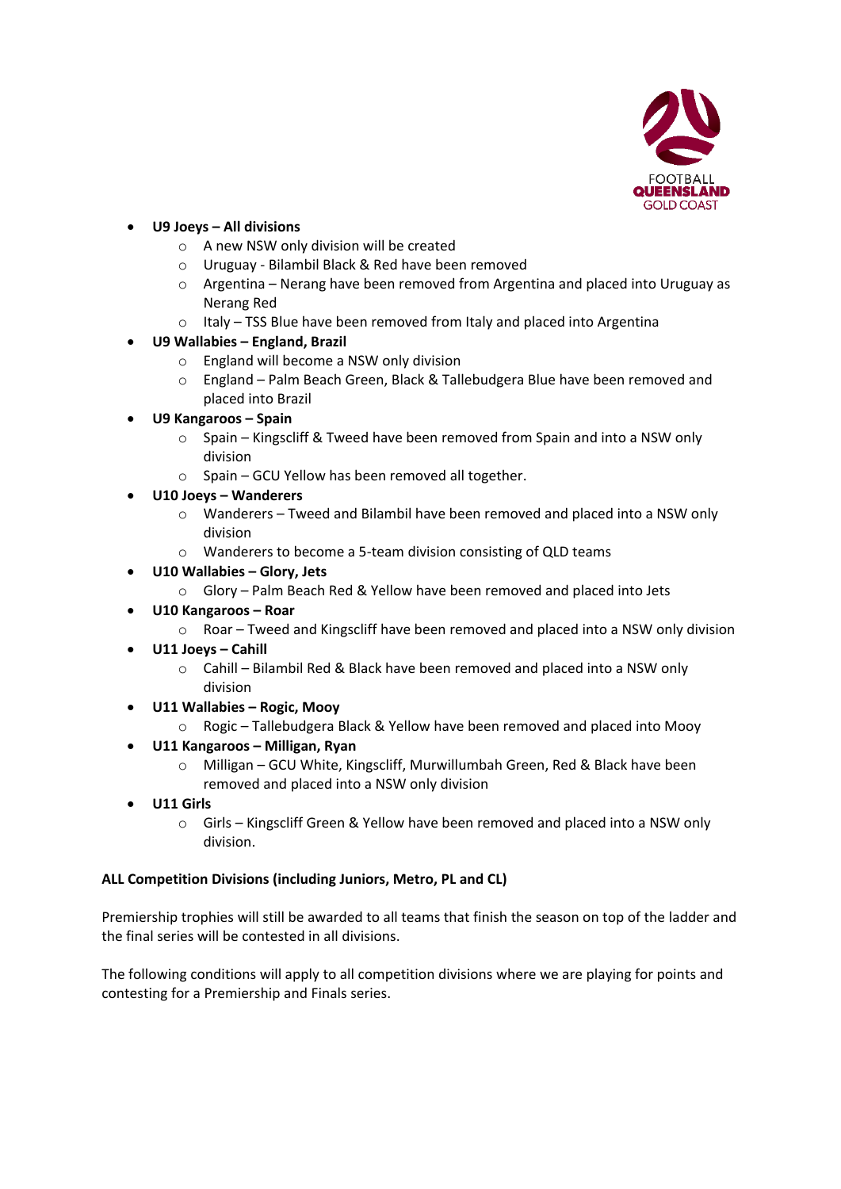- **U9 Joeys – All divisions**
  - A new NSW only division will be created
  - Uruguay - Bilambil Black & Red have been removed
  - Argentina – Nerang have been removed from Argentina and placed into Uruguay as Nerang Red
  - Italy – TSS Blue have been removed from Italy and placed into Argentina
- **U9 Wallabies – England, Brazil**
  - England will become a NSW only division
  - England – Palm Beach Green, Black & Tallebudgera Blue have been removed and placed into Brazil
- **U9 Kangaroos – Spain**
  - Spain – Kingscliff & Tweed have been removed from Spain and into a NSW only division
  - Spain – GCU Yellow has been removed all together.
- **U10 Joeys – Wanderers**
  - Wanderers – Tweed and Bilambil have been removed and placed into a NSW only division
  - Wanderers to become a 5-team division consisting of QLD teams
- **U10 Wallabies – Glory, Jets**
  - Glory – Palm Beach Red & Yellow have been removed and placed into Jets
- **U10 Kangaroos – Roar**
  - Roar – Tweed and Kingscliff have been removed and placed into a NSW only division
- **U11 Joeys – Cahill**
  - Cahill – Bilambil Red & Black have been removed and placed into a NSW only division
- **U11 Wallabies – Rogic, Mooy**
  - Rogic – Tallebudgera Black & Yellow have been removed and placed into Mooy
- **U11 Kangaroos – Milligan, Ryan**
  - Milligan – GCU White, Kingscliff, Murwillumbah Green, Red & Black have been removed and placed into a NSW only division
- **U11 Girls**
  - Girls – Kingscliff Green & Yellow have been removed and placed into a NSW only division.

**ALL Competition Divisions (including Juniors, Metro, PL and CL)**

Premiership trophies will still be awarded to all teams that finish the season on top of the ladder and the final series will be contested in all divisions.

The following conditions will apply to all competition divisions where we are playing for points and contesting for a Premiership and Finals series.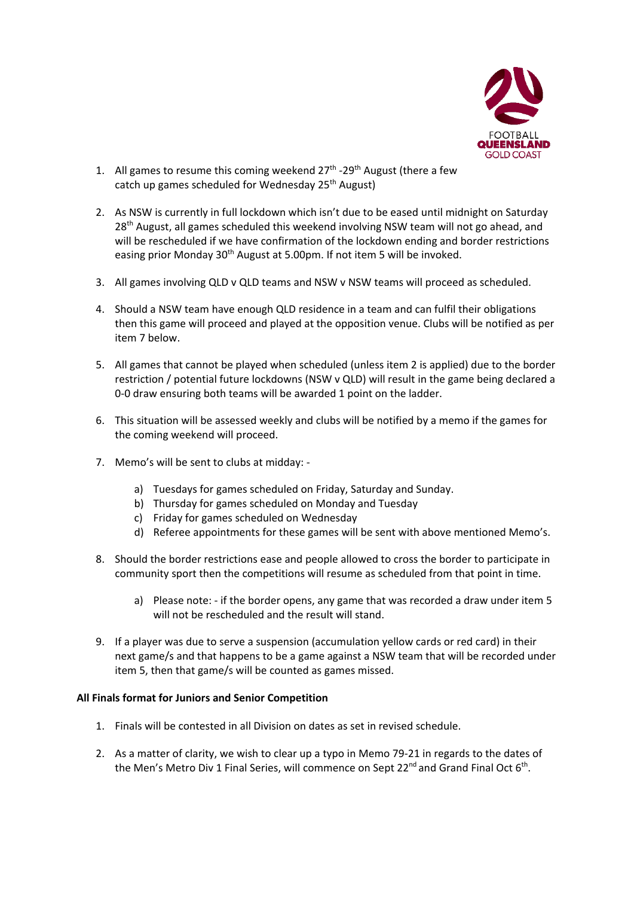1. All games to resume this coming weekend 27th -29th August (there a few catch up games scheduled for Wednesday 25th August)

2. As NSW is currently in full lockdown which isn't due to be eased until midnight on Saturday 28th August, all games scheduled this weekend involving NSW team will not go ahead, and will be rescheduled if we have confirmation of the lockdown ending and border restrictions easing prior Monday 30th August at 5.00pm. If not item 5 will be invoked.

3. All games involving QLD v QLD teams and NSW v NSW teams will proceed as scheduled.

4. Should a NSW team have enough QLD residence in a team and can fulfil their obligations then this game will proceed and played at the opposition venue. Clubs will be notified as per item 7 below.

5. All games that cannot be played when scheduled (unless item 2 is applied) due to the border restriction / potential future lockdowns (NSW v QLD) will result in the game being declared a 0-0 draw ensuring both teams will be awarded 1 point on the ladder.

6. This situation will be assessed weekly and clubs will be notified by a memo if the games for the coming weekend will proceed.

7. Memo's will be sent to clubs at midday: -

    a) Tuesdays for games scheduled on Friday, Saturday and Sunday.
    b) Thursday for games scheduled on Monday and Tuesday
    c) Friday for games scheduled on Wednesday
    d) Referee appointments for these games will be sent with above mentioned Memo's.

8. Should the border restrictions ease and people allowed to cross the border to participate in community sport then the competitions will resume as scheduled from that point in time.

    a) Please note: - if the border opens, any game that was recorded a draw under item 5 will not be rescheduled and the result will stand.

9. If a player was due to serve a suspension (accumulation yellow cards or red card) in their next game/s and that happens to be a game against a NSW team that will be recorded under item 5, then that game/s will be counted as games missed.

**All Finals format for Juniors and Senior Competition**

1. Finals will be contested in all Division on dates as set in revised schedule.

2. As a matter of clarity, we wish to clear up a typo in Memo 79-21 in regards to the dates of the Men's Metro Div 1 Final Series, will commence on Sept 22nd and Grand Final Oct 6th.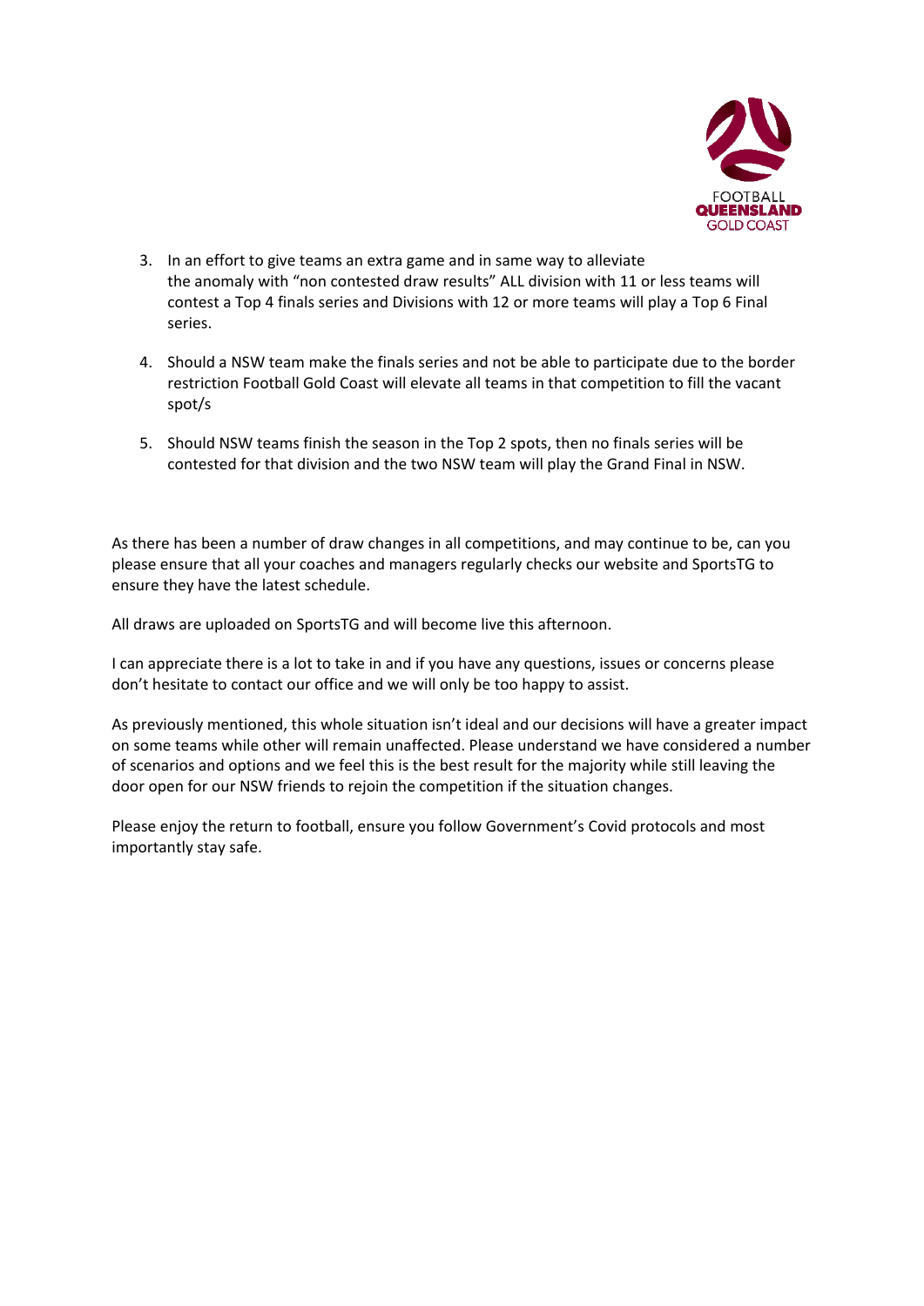3. In an effort to give teams an extra game and in same way to alleviate the anomaly with "non contested draw results" ALL division with 11 or less teams will contest a Top 4 finals series and Divisions with 12 or more teams will play a Top 6 Final series.

4. Should a NSW team make the finals series and not be able to participate due to the border restriction Football Gold Coast will elevate all teams in that competition to fill the vacant spot/s

5. Should NSW teams finish the season in the Top 2 spots, then no finals series will be contested for that division and the two NSW team will play the Grand Final in NSW.

As there has been a number of draw changes in all competitions, and may continue to be, can you please ensure that all your coaches and managers regularly checks our website and SportsTG to ensure they have the latest schedule.

All draws are uploaded on SportsTG and will become live this afternoon.

I can appreciate there is a lot to take in and if you have any questions, issues or concerns please don't hesitate to contact our office and we will only be too happy to assist.

As previously mentioned, this whole situation isn't ideal and our decisions will have a greater impact on some teams while other will remain unaffected. Please understand we have considered a number of scenarios and options and we feel this is the best result for the majority while still leaving the door open for our NSW friends to rejoin the competition if the situation changes.

Please enjoy the return to football, ensure you follow Government's Covid protocols and most importantly stay safe.